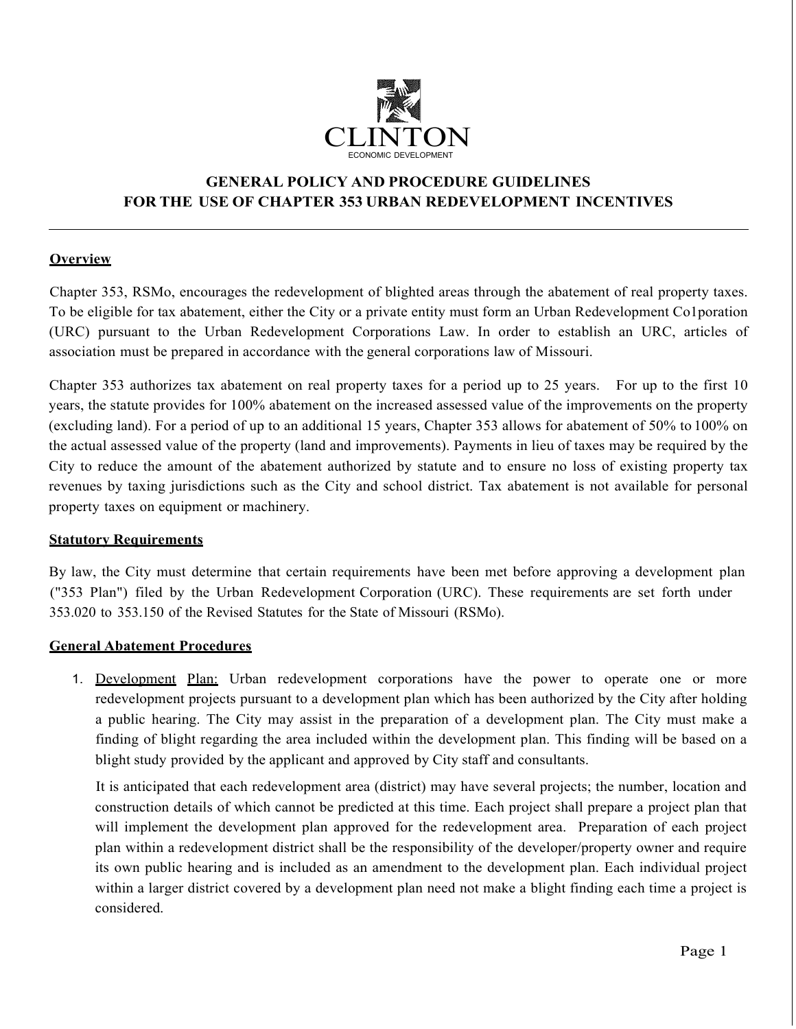CLINTON

ECONOMIC DEVELOPMENT

# GENERAL POLICY AND PROCEDURE GUIDELINES FOR THE USE OF CHAPTER 353 URBAN REDEVELOPMENT INCENTIVES

## Overview

Chapter 353, RSMo, encourages the redevelopment of blighted areas through the abatement of real property taxes. To be eligible for tax abatement, either the City or a private entity must form an Urban Redevelopment Co1poration (URC) pursuant to the Urban Redevelopment Corporations Law. In order to establish an URC, articles of association must be prepared in accordance with the general corporations law of Missouri.

Chapter 353 authorizes tax abatement on real property taxes for a period up to 25 years. For up to the first 10 years, the statute provides for 100% abatement on the increased assessed value of the improvements on the property (excluding land). For a period of up to an additional 15 years, Chapter 353 allows for abatement of 50% to 100% on the actual assessed value of the property (land and improvements). Payments in lieu of taxes may be required by the City to reduce the amount of the abatement authorized by statute and to ensure no loss of existing property tax revenues by taxing jurisdictions such as the City and school district. Tax abatement is not available for personal property taxes on equipment or machinery.

## Statutory Requirements

By law, the City must determine that certain requirements have been met before approving a development plan ("353 Plan") filed by the Urban Redevelopment Corporation (URC). These requirements are set forth under 353.020 to 353.150 of the Revised Statutes for the State of Missouri (RSMo).

## General Abatement Procedures

1. Development Plan: Urban redevelopment corporations have the power to operate one or more redevelopment projects pursuant to a development plan which has been authorized by the City after holding a public hearing. The City may assist in the preparation of a development plan. The City must make a finding of blight regarding the area included within the development plan. This finding will be based on a blight study provided by the applicant and approved by City staff and consultants.

   It is anticipated that each redevelopment area (district) may have several projects; the number, location and construction details of which cannot be predicted at this time. Each project shall prepare a project plan that will implement the development plan approved for the redevelopment area. Preparation of each project plan within a redevelopment district shall be the responsibility of the developer/property owner and require its own public hearing and is included as an amendment to the development plan. Each individual project within a larger district covered by a development plan need not make a blight finding each time a project is considered.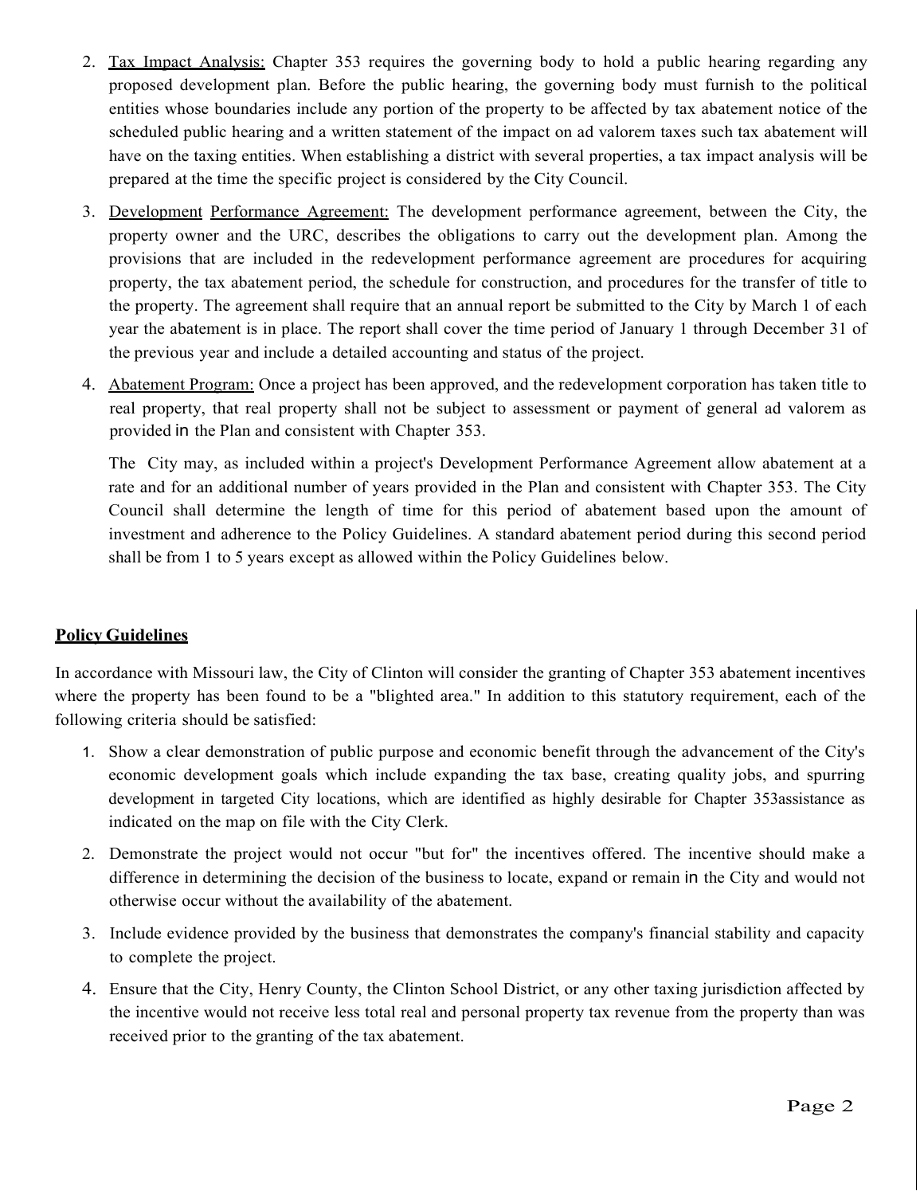2. Tax Impact Analysis: Chapter 353 requires the governing body to hold a public hearing regarding any proposed development plan. Before the public hearing, the governing body must furnish to the political entities whose boundaries include any portion of the property to be affected by tax abatement notice of the scheduled public hearing and a written statement of the impact on ad valorem taxes such tax abatement will have on the taxing entities. When establishing a district with several properties, a tax impact analysis will be prepared at the time the specific project is considered by the City Council.

3. Development Performance Agreement: The development performance agreement, between the City, the property owner and the URC, describes the obligations to carry out the development plan. Among the provisions that are included in the redevelopment performance agreement are procedures for acquiring property, the tax abatement period, the schedule for construction, and procedures for the transfer of title to the property. The agreement shall require that an annual report be submitted to the City by March 1 of each year the abatement is in place. The report shall cover the time period of January 1 through December 31 of the previous year and include a detailed accounting and status of the project.

4. Abatement Program: Once a project has been approved, and the redevelopment corporation has taken title to real property, that real property shall not be subject to assessment or payment of general ad valorem as provided in the Plan and consistent with Chapter 353.

   The City may, as included within a project's Development Performance Agreement allow abatement at a rate and for an additional number of years provided in the Plan and consistent with Chapter 353. The City Council shall determine the length of time for this period of abatement based upon the amount of investment and adherence to the Policy Guidelines. A standard abatement period during this second period shall be from 1 to 5 years except as allowed within the Policy Guidelines below.

## Policy Guidelines

In accordance with Missouri law, the City of Clinton will consider the granting of Chapter 353 abatement incentives where the property has been found to be a "blighted area." In addition to this statutory requirement, each of the following criteria should be satisfied:

1. Show a clear demonstration of public purpose and economic benefit through the advancement of the City's economic development goals which include expanding the tax base, creating quality jobs, and spurring development in targeted City locations, which are identified as highly desirable for Chapter 353assistance as indicated on the map on file with the City Clerk.

2. Demonstrate the project would not occur "but for" the incentives offered. The incentive should make a difference in determining the decision of the business to locate, expand or remain in the City and would not otherwise occur without the availability of the abatement.

3. Include evidence provided by the business that demonstrates the company's financial stability and capacity to complete the project.

4. Ensure that the City, Henry County, the Clinton School District, or any other taxing jurisdiction affected by the incentive would not receive less total real and personal property tax revenue from the property than was received prior to the granting of the tax abatement.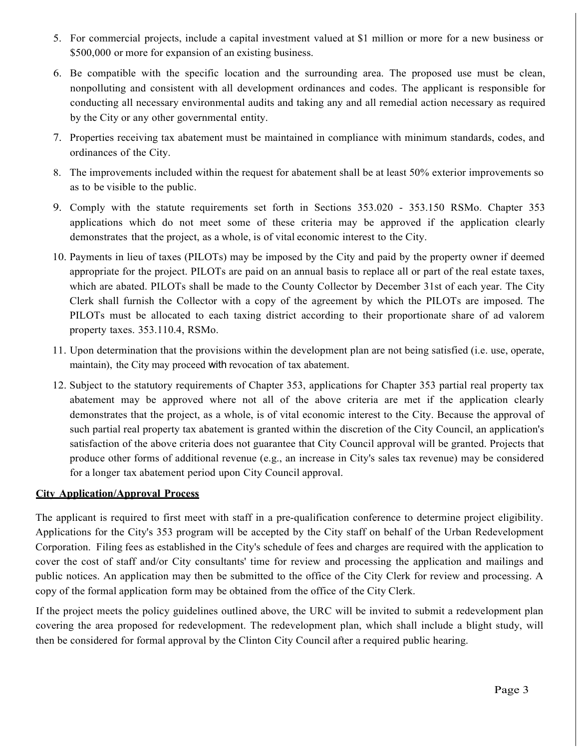5. For commercial projects, include a capital investment valued at $1 million or more for a new business or $500,000 or more for expansion of an existing business.
6. Be compatible with the specific location and the surrounding area. The proposed use must be clean, nonpolluting and consistent with all development ordinances and codes. The applicant is responsible for conducting all necessary environmental audits and taking any and all remedial action necessary as required by the City or any other governmental entity.
7. Properties receiving tax abatement must be maintained in compliance with minimum standards, codes, and ordinances of the City.
8. The improvements included within the request for abatement shall be at least 50% exterior improvements so as to be visible to the public.
9. Comply with the statute requirements set forth in Sections 353.020 - 353.150 RSMo. Chapter 353 applications which do not meet some of these criteria may be approved if the application clearly demonstrates that the project, as a whole, is of vital economic interest to the City.
10. Payments in lieu of taxes (PILOTs) may be imposed by the City and paid by the property owner if deemed appropriate for the project. PILOTs are paid on an annual basis to replace all or part of the real estate taxes, which are abated. PILOTs shall be made to the County Collector by December 31st of each year. The City Clerk shall furnish the Collector with a copy of the agreement by which the PILOTs are imposed. The PILOTs must be allocated to each taxing district according to their proportionate share of ad valorem property taxes. 353.110.4, RSMo.
11. Upon determination that the provisions within the development plan are not being satisfied (i.e. use, operate, maintain), the City may proceed with revocation of tax abatement.
12. Subject to the statutory requirements of Chapter 353, applications for Chapter 353 partial real property tax abatement may be approved where not all of the above criteria are met if the application clearly demonstrates that the project, as a whole, is of vital economic interest to the City. Because the approval of such partial real property tax abatement is granted within the discretion of the City Council, an application's satisfaction of the above criteria does not guarantee that City Council approval will be granted. Projects that produce other forms of additional revenue (e.g., an increase in City's sales tax revenue) may be considered for a longer tax abatement period upon City Council approval.

**City Application/Approval Process**

The applicant is required to first meet with staff in a pre-qualification conference to determine project eligibility. Applications for the City's 353 program will be accepted by the City staff on behalf of the Urban Redevelopment Corporation. Filing fees as established in the City's schedule of fees and charges are required with the application to cover the cost of staff and/or City consultants' time for review and processing the application and mailings and public notices. An application may then be submitted to the office of the City Clerk for review and processing. A copy of the formal application form may be obtained from the office of the City Clerk.

If the project meets the policy guidelines outlined above, the URC will be invited to submit a redevelopment plan covering the area proposed for redevelopment. The redevelopment plan, which shall include a blight study, will then be considered for formal approval by the Clinton City Council after a required public hearing.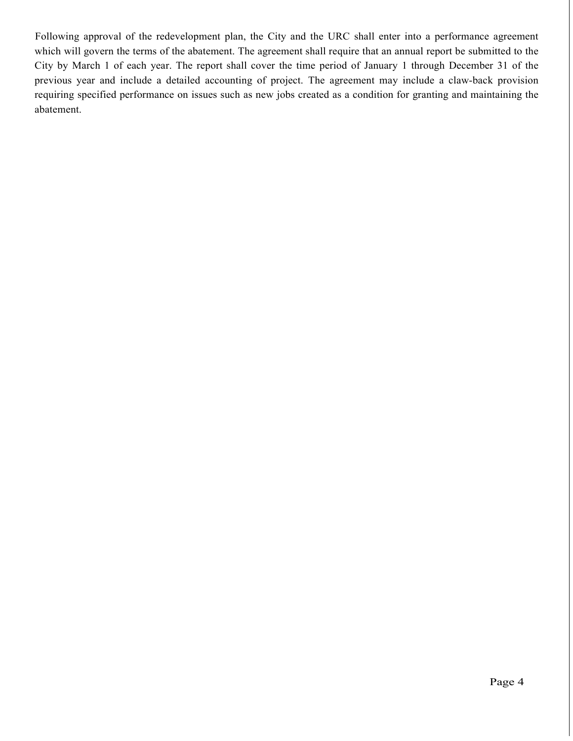Following approval of the redevelopment plan, the City and the URC shall enter into a performance agreement which will govern the terms of the abatement. The agreement shall require that an annual report be submitted to the City by March 1 of each year. The report shall cover the time period of January 1 through December 31 of the previous year and include a detailed accounting of project. The agreement may include a claw-back provision requiring specified performance on issues such as new jobs created as a condition for granting and maintaining the abatement.